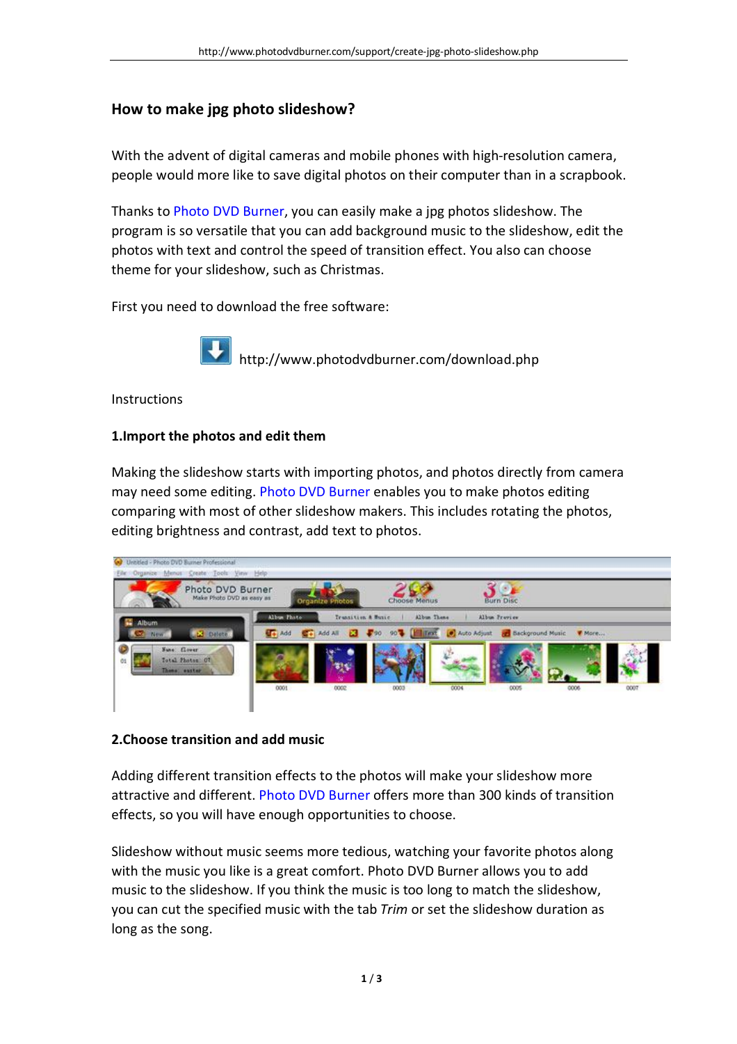## How to make jpg photo slideshow?

With the advent of digital cameras and mobile phones with high-resolution camera, people would more like to save digital photos on their computer than in a scrapbook.

Thanks to Photo DVD Burner, you can easily make a jpg photos slideshow. The program is so versatile that you can add background music to the slideshow, edit the photos with text and control the speed of transition effect. You also can choose theme for your slideshow, such as Christmas.

First you need to download the free software:

http://www.photodvdburner.com/download.php

Instructions

**1.Import the photos and edit them**

Making the slideshow starts with importing photos, and photos directly from camera may need some editing. Photo DVD Burner enables you to make photos editing comparing with most of other slideshow makers. This includes rotating the photos, editing brightness and contrast, add text to photos.

**2.Choose transition and add music**

Adding different transition effects to the photos will make your slideshow more attractive and different. Photo DVD Burner offers more than 300 kinds of transition effects, so you will have enough opportunities to choose.

Slideshow without music seems more tedious, watching your favorite photos along with the music you like is a great comfort. Photo DVD Burner allows you to add music to the slideshow. If you think the music is too long to match the slideshow, you can cut the specified music with the tab *Trim* or set the slideshow duration as long as the song.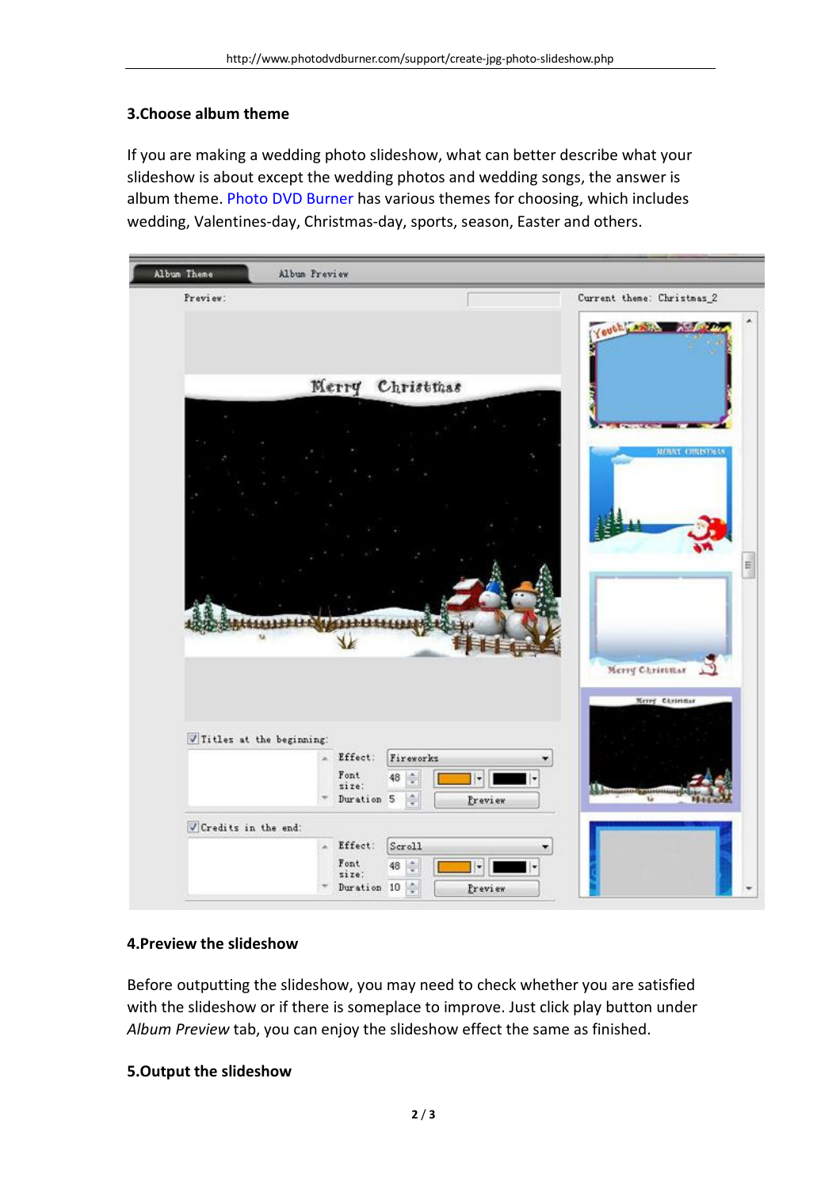### 3.Choose album theme

If you are making a wedding photo slideshow, what can better describe what your slideshow is about except the wedding photos and wedding songs, the answer is album theme. Photo DVD Burner has various themes for choosing, which includes wedding, Valentines-day, Christmas-day, sports, season, Easter and others.

### 4.Preview the slideshow

Before outputting the slideshow, you may need to check whether you are satisfied with the slideshow or if there is someplace to improve. Just click play button under *Album Preview* tab, you can enjoy the slideshow effect the same as finished.

### 5.Output the slideshow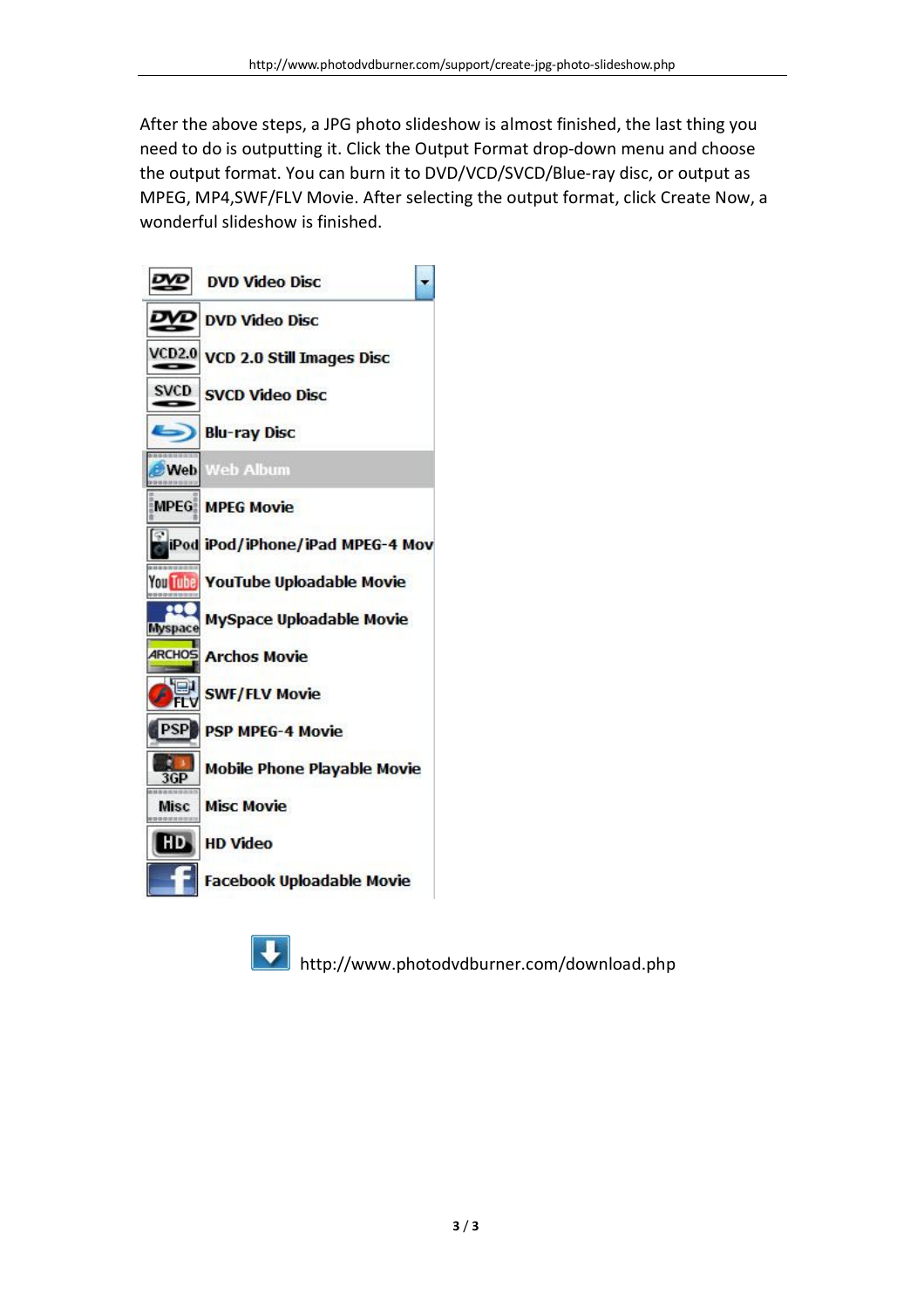After the above steps, a JPG photo slideshow is almost finished, the last thing you need to do is outputting it. Click the Output Format drop-down menu and choose the output format. You can burn it to DVD/VCD/SVCD/Blue-ray disc, or output as MPEG, MP4,SWF/FLV Movie. After selecting the output format, click Create Now, a wonderful slideshow is finished.

DVD Video Disc

- DVD Video Disc
- VCD 2.0 Still Images Disc
- SVCD Video Disc
- Blu-ray Disc
- Web Album
- MPEG Movie
- iPod/iPhone/iPad MPEG-4 Mov
- YouTube Uploadable Movie
- MySpace Uploadable Movie
- Archos Movie
- SWF/FLV Movie
- PSP MPEG-4 Movie
- Mobile Phone Playable Movie
- Misc Movie
- HD Video
- Facebook Uploadable Movie

http://www.photodvdburner.com/download.php